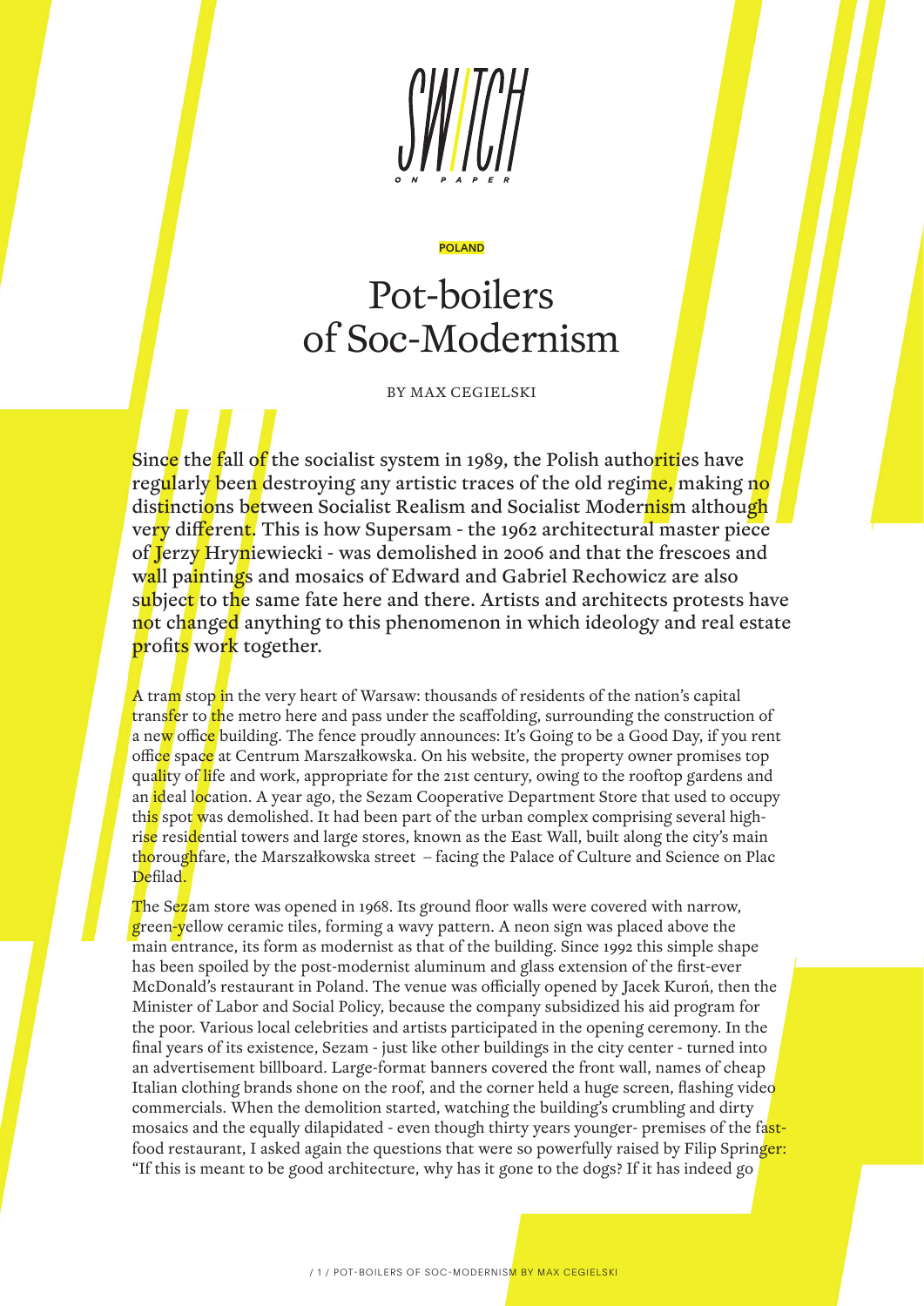SWITCH ON PAPER

POLAND

# Pot-boilers of Soc-Modernism

BY MAX CEGIELSKI

**Since the fall of the socialist system in 1989, the Polish authorities have regularly been destroying any artistic traces of the old regime, making no distinctions between Socialist Realism and Socialist Modernism although very different. This is how Supersam - the 1962 architectural master piece of Jerzy Hryniewiecki - was demolished in 2006 and that the frescoes and wall paintings and mosaics of Edward and Gabriel Rechowicz are also subject to the same fate here and there. Artists and architects protests have not changed anything to this phenomenon in which ideology and real estate profits work together.**

A tram stop in the very heart of Warsaw: thousands of residents of the nation's capital transfer to the metro here and pass under the scaffolding, surrounding the construction of a new office building. The fence proudly announces: It's Going to be a Good Day, if you rent office space at Centrum Marszałkowska. On his website, the property owner promises top quality of life and work, appropriate for the 21st century, owing to the rooftop gardens and an ideal location. A year ago, the Sezam Cooperative Department Store that used to occupy this spot was demolished. It had been part of the urban complex comprising several high-rise residential towers and large stores, known as the East Wall, built along the city's main thoroughfare, the Marszałkowska street – facing the Palace of Culture and Science on Plac Defilad.

The Sezam store was opened in 1968. Its ground floor walls were covered with narrow, green-yellow ceramic tiles, forming a wavy pattern. A neon sign was placed above the main entrance, its form as modernist as that of the building. Since 1992 this simple shape has been spoiled by the post-modernist aluminum and glass extension of the first-ever McDonald's restaurant in Poland. The venue was officially opened by Jacek Kuroń, then the Minister of Labor and Social Policy, because the company subsidized his aid program for the poor. Various local celebrities and artists participated in the opening ceremony. In the final years of its existence, Sezam - just like other buildings in the city center - turned into an advertisement billboard. Large-format banners covered the front wall, names of cheap Italian clothing brands shone on the roof, and the corner held a huge screen, flashing video commercials. When the demolition started, watching the building's crumbling and dirty mosaics and the equally dilapidated - even though thirty years younger- premises of the fast-food restaurant, I asked again the questions that were so powerfully raised by Filip Springer: "If this is meant to be good architecture, why has it gone to the dogs? If it has indeed go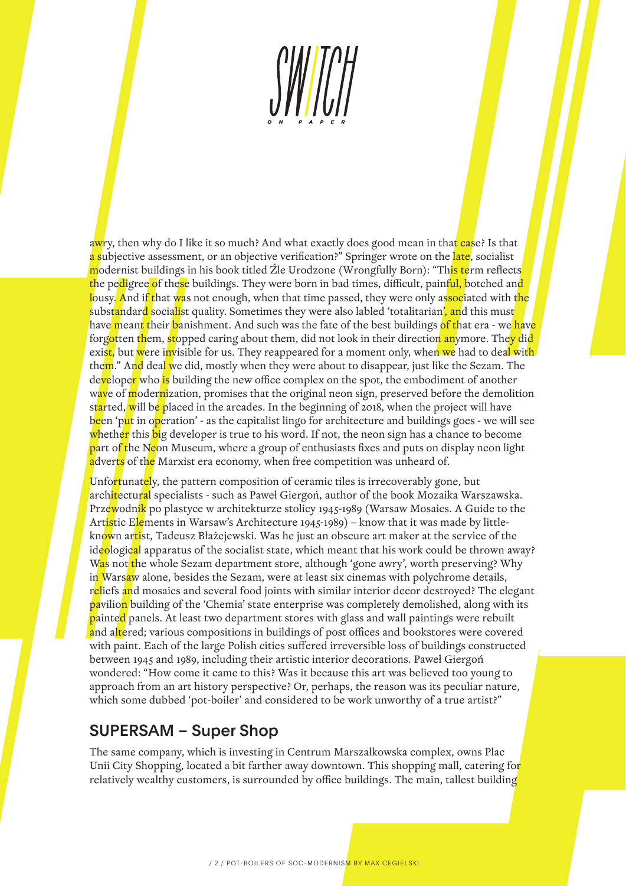awry, then why do I like it so much? And what exactly does good mean in that case? Is that a subjective assessment, or an objective verification?" Springer wrote on the late, socialist modernist buildings in his book titled Źle Urodzone (Wrongfully Born): "This term reflects the pedigree of these buildings. They were born in bad times, difficult, painful, botched and lousy. And if that was not enough, when that time passed, they were only associated with the substandard socialist quality. Sometimes they were also labled 'totalitarian', and this must have meant their banishment. And such was the fate of the best buildings of that era - we have forgotten them, stopped caring about them, did not look in their direction anymore. They did exist, but were invisible for us. They reappeared for a moment only, when we had to deal with them." And deal we did, mostly when they were about to disappear, just like the Sezam. The developer who is building the new office complex on the spot, the embodiment of another wave of modernization, promises that the original neon sign, preserved before the demolition started, will be placed in the arcades. In the beginning of 2018, when the project will have been 'put in operation' - as the capitalist lingo for architecture and buildings goes - we will see whether this big developer is true to his word. If not, the neon sign has a chance to become part of the Neon Museum, where a group of enthusiasts fixes and puts on display neon light adverts of the Marxist era economy, when free competition was unheard of.

Unfortunately, the pattern composition of ceramic tiles is irrecoverably gone, but architectural specialists - such as Paweł Giergoń, author of the book Mozaika Warszawska. Przewodnik po plastyce w architekturze stolicy 1945-1989 (Warsaw Mosaics. A Guide to the Artistic Elements in Warsaw's Architecture 1945-1989) – know that it was made by little-known artist, Tadeusz Błażejewski. Was he just an obscure art maker at the service of the ideological apparatus of the socialist state, which meant that his work could be thrown away? Was not the whole Sezam department store, although 'gone awry', worth preserving? Why in Warsaw alone, besides the Sezam, were at least six cinemas with polychrome details, reliefs and mosaics and several food joints with similar interior decor destroyed? The elegant pavilion building of the 'Chemia' state enterprise was completely demolished, along with its painted panels. At least two department stores with glass and wall paintings were rebuilt and altered; various compositions in buildings of post offices and bookstores were covered with paint. Each of the large Polish cities suffered irreversible loss of buildings constructed between 1945 and 1989, including their artistic interior decorations. Paweł Giergoń wondered: "How come it came to this? Was it because this art was believed too young to approach from an art history perspective? Or, perhaps, the reason was its peculiar nature, which some dubbed 'pot-boiler' and considered to be work unworthy of a true artist?"

## SUPERSAM – Super Shop

The same company, which is investing in Centrum Marszałkowska complex, owns Plac Unii City Shopping, located a bit farther away downtown. This shopping mall, catering for relatively wealthy customers, is surrounded by office buildings. The main, tallest building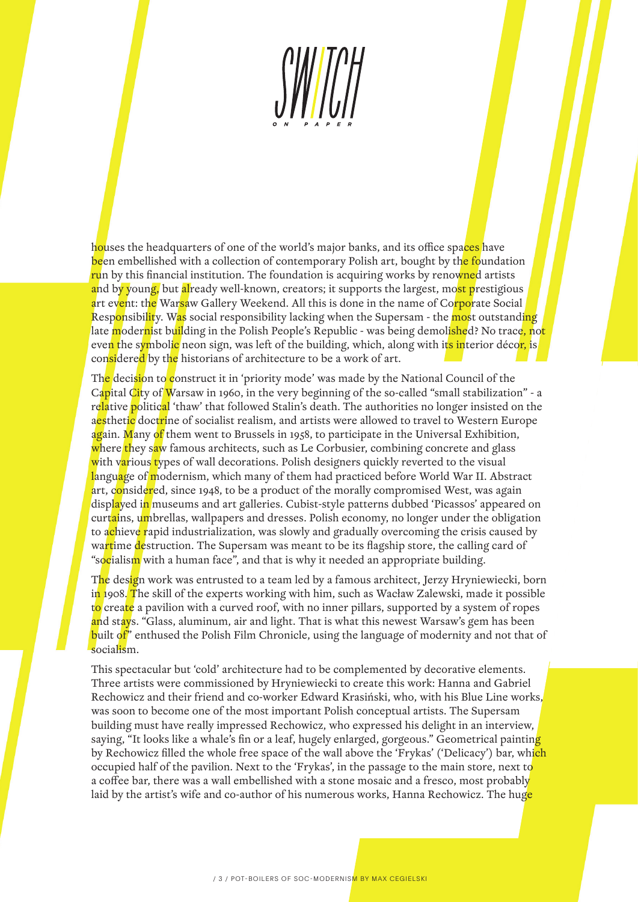houses the headquarters of one of the world's major banks, and its office spaces have been embellished with a collection of contemporary Polish art, bought by the foundation run by this financial institution. The foundation is acquiring works by renowned artists and by young, but already well-known, creators; it supports the largest, most prestigious art event: the Warsaw Gallery Weekend. All this is done in the name of Corporate Social Responsibility. Was social responsibility lacking when the Supersam - the most outstanding late modernist building in the Polish People's Republic - was being demolished? No trace, not even the symbolic neon sign, was left of the building, which, along with its interior décor, is considered by the historians of architecture to be a work of art.

The decision to construct it in 'priority mode' was made by the National Council of the Capital City of Warsaw in 1960, in the very beginning of the so-called "small stabilization" - a relative political 'thaw' that followed Stalin's death. The authorities no longer insisted on the aesthetic doctrine of socialist realism, and artists were allowed to travel to Western Europe again. Many of them went to Brussels in 1958, to participate in the Universal Exhibition, where they saw famous architects, such as Le Corbusier, combining concrete and glass with various types of wall decorations. Polish designers quickly reverted to the visual language of modernism, which many of them had practiced before World War II. Abstract art, considered, since 1948, to be a product of the morally compromised West, was again displayed in museums and art galleries. Cubist-style patterns dubbed 'Picassos' appeared on curtains, umbrellas, wallpapers and dresses. Polish economy, no longer under the obligation to achieve rapid industrialization, was slowly and gradually overcoming the crisis caused by wartime destruction. The Supersam was meant to be its flagship store, the calling card of "socialism with a human face", and that is why it needed an appropriate building.

The design work was entrusted to a team led by a famous architect, Jerzy Hryniewiecki, born in 1908. The skill of the experts working with him, such as Wacław Zalewski, made it possible to create a pavilion with a curved roof, with no inner pillars, supported by a system of ropes and stays. "Glass, aluminum, air and light. That is what this newest Warsaw's gem has been built of" enthused the Polish Film Chronicle, using the language of modernity and not that of socialism.

This spectacular but 'cold' architecture had to be complemented by decorative elements. Three artists were commissioned by Hryniewiecki to create this work: Hanna and Gabriel Rechowicz and their friend and co-worker Edward Krasiński, who, with his Blue Line works, was soon to become one of the most important Polish conceptual artists. The Supersam building must have really impressed Rechowicz, who expressed his delight in an interview, saying, "It looks like a whale's fin or a leaf, hugely enlarged, gorgeous." Geometrical painting by Rechowicz filled the whole free space of the wall above the 'Frykas' ('Delicacy') bar, which occupied half of the pavilion. Next to the 'Frykas', in the passage to the main store, next to a coffee bar, there was a wall embellished with a stone mosaic and a fresco, most probably laid by the artist's wife and co-author of his numerous works, Hanna Rechowicz. The huge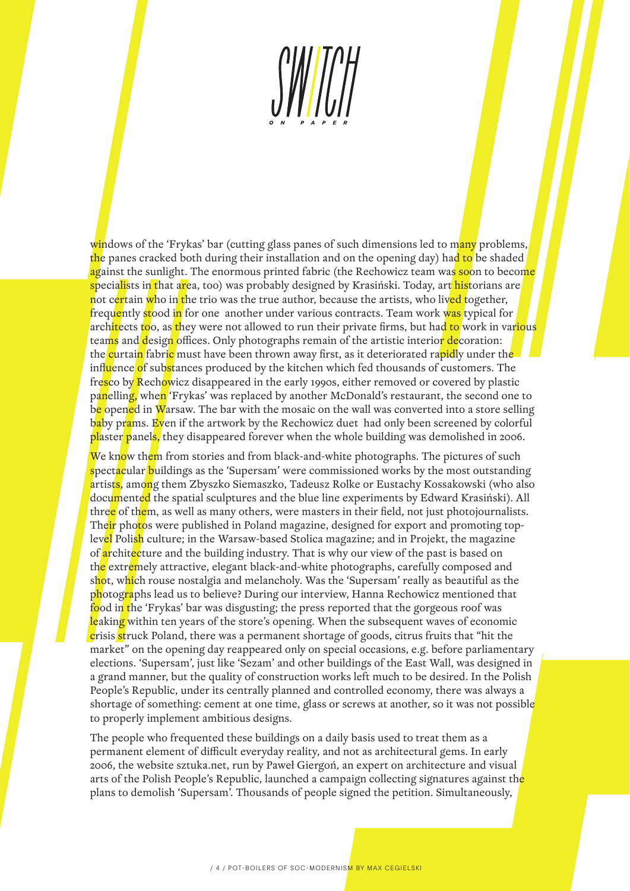windows of the 'Frykas' bar (cutting glass panes of such dimensions led to many problems, the panes cracked both during their installation and on the opening day) had to be shaded against the sunlight. The enormous printed fabric (the Rechowicz team was soon to become specialists in that area, too) was probably designed by Krasiński. Today, art historians are not certain who in the trio was the true author, because the artists, who lived together, frequently stood in for one another under various contracts. Team work was typical for architects too, as they were not allowed to run their private firms, but had to work in various teams and design offices. Only photographs remain of the artistic interior decoration: the curtain fabric must have been thrown away first, as it deteriorated rapidly under the influence of substances produced by the kitchen which fed thousands of customers. The fresco by Rechowicz disappeared in the early 1990s, either removed or covered by plastic panelling, when 'Frykas' was replaced by another McDonald's restaurant, the second one to be opened in Warsaw. The bar with the mosaic on the wall was converted into a store selling baby prams. Even if the artwork by the Rechowicz duet had only been screened by colorful plaster panels, they disappeared forever when the whole building was demolished in 2006.

We know them from stories and from black-and-white photographs. The pictures of such spectacular buildings as the 'Supersam' were commissioned works by the most outstanding artists, among them Zbyszko Siemaszko, Tadeusz Rolke or Eustachy Kossakowski (who also documented the spatial sculptures and the blue line experiments by Edward Krasiński). All three of them, as well as many others, were masters in their field, not just photojournalists. Their photos were published in Poland magazine, designed for export and promoting top-level Polish culture; in the Warsaw-based Stolica magazine; and in Projekt, the magazine of architecture and the building industry. That is why our view of the past is based on the extremely attractive, elegant black-and-white photographs, carefully composed and shot, which rouse nostalgia and melancholy. Was the 'Supersam' really as beautiful as the photographs lead us to believe? During our interview, Hanna Rechowicz mentioned that food in the 'Frykas' bar was disgusting; the press reported that the gorgeous roof was leaking within ten years of the store's opening. When the subsequent waves of economic crisis struck Poland, there was a permanent shortage of goods, citrus fruits that "hit the market" on the opening day reappeared only on special occasions, e.g. before parliamentary elections. 'Supersam', just like 'Sezam' and other buildings of the East Wall, was designed in a grand manner, but the quality of construction works left much to be desired. In the Polish People's Republic, under its centrally planned and controlled economy, there was always a shortage of something: cement at one time, glass or screws at another, so it was not possible to properly implement ambitious designs.

The people who frequented these buildings on a daily basis used to treat them as a permanent element of difficult everyday reality, and not as architectural gems. In early 2006, the website sztuka.net, run by Paweł Giergoń, an expert on architecture and visual arts of the Polish People's Republic, launched a campaign collecting signatures against the plans to demolish 'Supersam'. Thousands of people signed the petition. Simultaneously,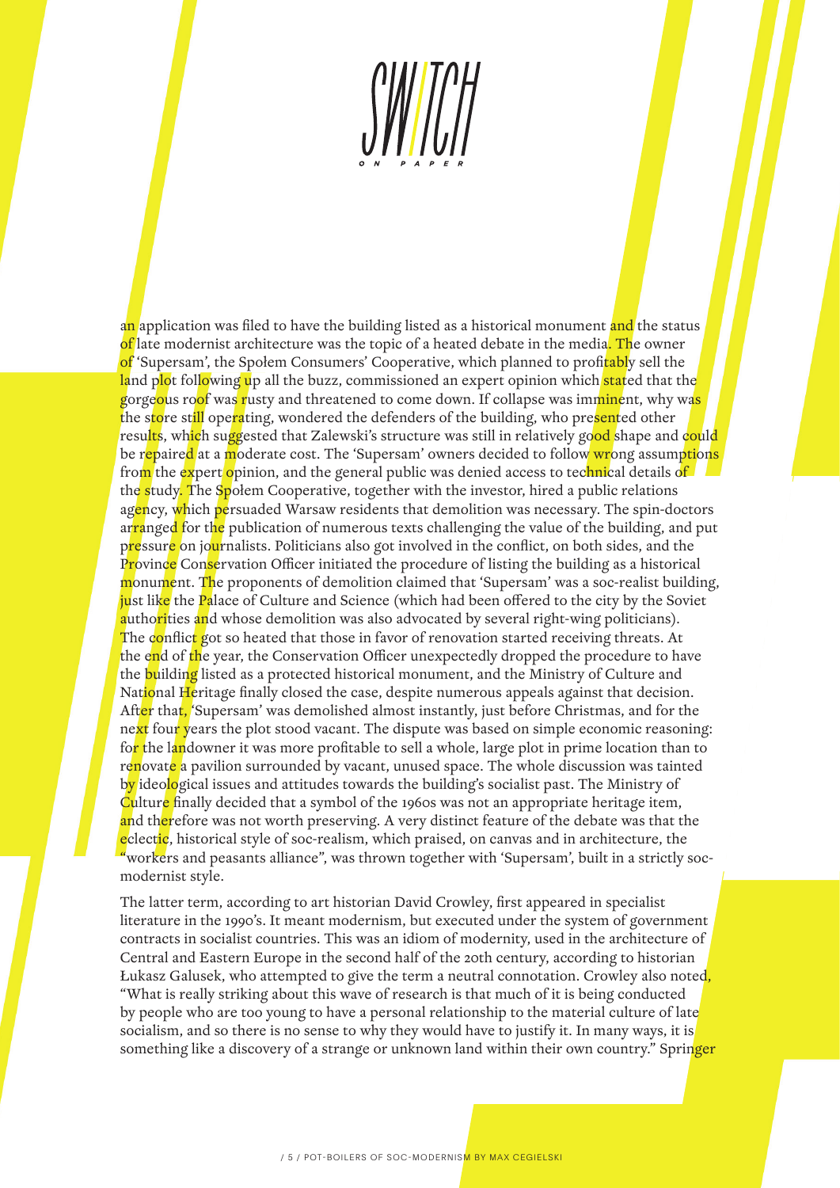an application was filed to have the building listed as a historical monument and the status of late modernist architecture was the topic of a heated debate in the media. The owner of 'Supersam', the Społem Consumers' Cooperative, which planned to profitably sell the land plot following up all the buzz, commissioned an expert opinion which stated that the gorgeous roof was rusty and threatened to come down. If collapse was imminent, why was the store still operating, wondered the defenders of the building, who presented other results, which suggested that Zalewski's structure was still in relatively good shape and could be repaired at a moderate cost. The 'Supersam' owners decided to follow wrong assumptions from the expert opinion, and the general public was denied access to technical details of the study. The Społem Cooperative, together with the investor, hired a public relations agency, which persuaded Warsaw residents that demolition was necessary. The spin-doctors arranged for the publication of numerous texts challenging the value of the building, and put pressure on journalists. Politicians also got involved in the conflict, on both sides, and the Province Conservation Officer initiated the procedure of listing the building as a historical monument. The proponents of demolition claimed that 'Supersam' was a soc-realist building, just like the Palace of Culture and Science (which had been offered to the city by the Soviet authorities and whose demolition was also advocated by several right-wing politicians). The conflict got so heated that those in favor of renovation started receiving threats. At the end of the year, the Conservation Officer unexpectedly dropped the procedure to have the building listed as a protected historical monument, and the Ministry of Culture and National Heritage finally closed the case, despite numerous appeals against that decision. After that, 'Supersam' was demolished almost instantly, just before Christmas, and for the next four years the plot stood vacant. The dispute was based on simple economic reasoning: for the landowner it was more profitable to sell a whole, large plot in prime location than to renovate a pavilion surrounded by vacant, unused space. The whole discussion was tainted by ideological issues and attitudes towards the building's socialist past. The Ministry of Culture finally decided that a symbol of the 1960s was not an appropriate heritage item, and therefore was not worth preserving. A very distinct feature of the debate was that the eclectic, historical style of soc-realism, which praised, on canvas and in architecture, the "workers and peasants alliance", was thrown together with 'Supersam', built in a strictly soc-modernist style.

The latter term, according to art historian David Crowley, first appeared in specialist literature in the 1990's. It meant modernism, but executed under the system of government contracts in socialist countries. This was an idiom of modernity, used in the architecture of Central and Eastern Europe in the second half of the 20th century, according to historian Łukasz Galusek, who attempted to give the term a neutral connotation. Crowley also noted, "What is really striking about this wave of research is that much of it is being conducted by people who are too young to have a personal relationship to the material culture of late socialism, and so there is no sense to why they would have to justify it. In many ways, it is something like a discovery of a strange or unknown land within their own country." Springer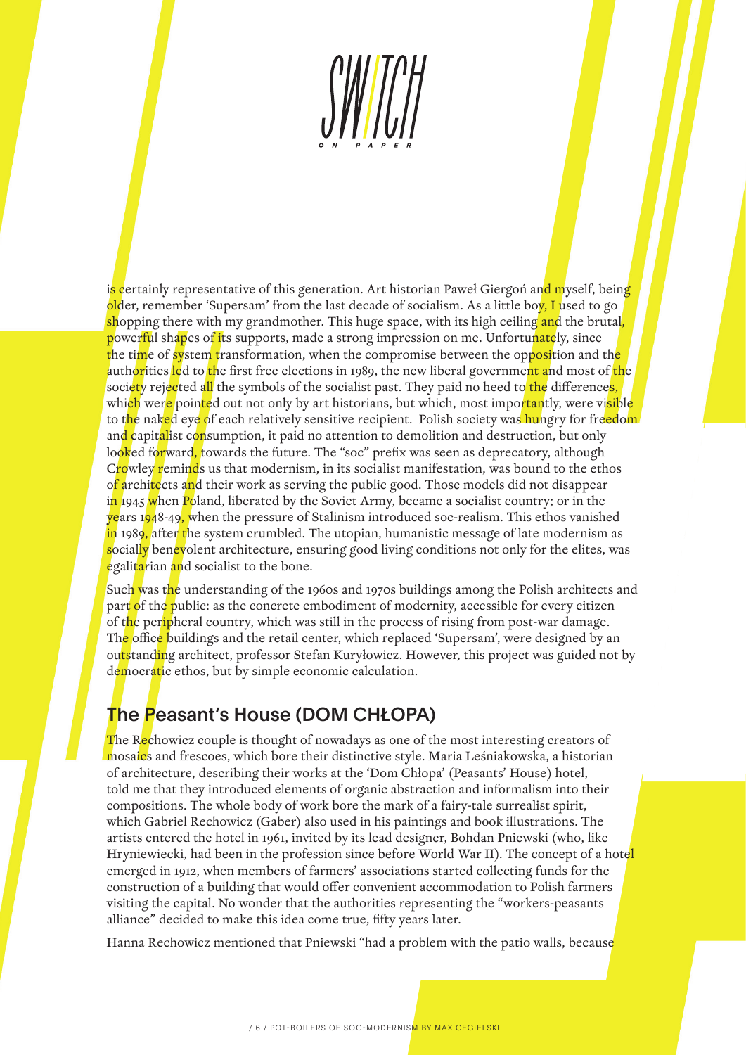is certainly representative of this generation. Art historian Paweł Giergoń and myself, being older, remember 'Supersam' from the last decade of socialism. As a little boy, I used to go shopping there with my grandmother. This huge space, with its high ceiling and the brutal, powerful shapes of its supports, made a strong impression on me. Unfortunately, since the time of system transformation, when the compromise between the opposition and the authorities led to the first free elections in 1989, the new liberal government and most of the society rejected all the symbols of the socialist past. They paid no heed to the differences, which were pointed out not only by art historians, but which, most importantly, were visible to the naked eye of each relatively sensitive recipient. Polish society was hungry for freedom and capitalist consumption, it paid no attention to demolition and destruction, but only looked forward, towards the future. The "soc" prefix was seen as deprecatory, although Crowley reminds us that modernism, in its socialist manifestation, was bound to the ethos of architects and their work as serving the public good. Those models did not disappear in 1945 when Poland, liberated by the Soviet Army, became a socialist country; or in the years 1948-49, when the pressure of Stalinism introduced soc-realism. This ethos vanished in 1989, after the system crumbled. The utopian, humanistic message of late modernism as socially benevolent architecture, ensuring good living conditions not only for the elites, was egalitarian and socialist to the bone.

Such was the understanding of the 1960s and 1970s buildings among the Polish architects and part of the public: as the concrete embodiment of modernity, accessible for every citizen of the peripheral country, which was still in the process of rising from post-war damage. The office buildings and the retail center, which replaced 'Supersam', were designed by an outstanding architect, professor Stefan Kuryłowicz. However, this project was guided not by democratic ethos, but by simple economic calculation.

## The Peasant's House (DOM CHŁOPA)

The Rechowicz couple is thought of nowadays as one of the most interesting creators of mosaics and frescoes, which bore their distinctive style. Maria Leśniakowska, a historian of architecture, describing their works at the 'Dom Chłopa' (Peasants' House) hotel, told me that they introduced elements of organic abstraction and informalism into their compositions. The whole body of work bore the mark of a fairy-tale surrealist spirit, which Gabriel Rechowicz (Gaber) also used in his paintings and book illustrations. The artists entered the hotel in 1961, invited by its lead designer, Bohdan Pniewski (who, like Hryniewiecki, had been in the profession since before World War II). The concept of a hotel emerged in 1912, when members of farmers' associations started collecting funds for the construction of a building that would offer convenient accommodation to Polish farmers visiting the capital. No wonder that the authorities representing the "workers-peasants alliance" decided to make this idea come true, fifty years later.

Hanna Rechowicz mentioned that Pniewski "had a problem with the patio walls, because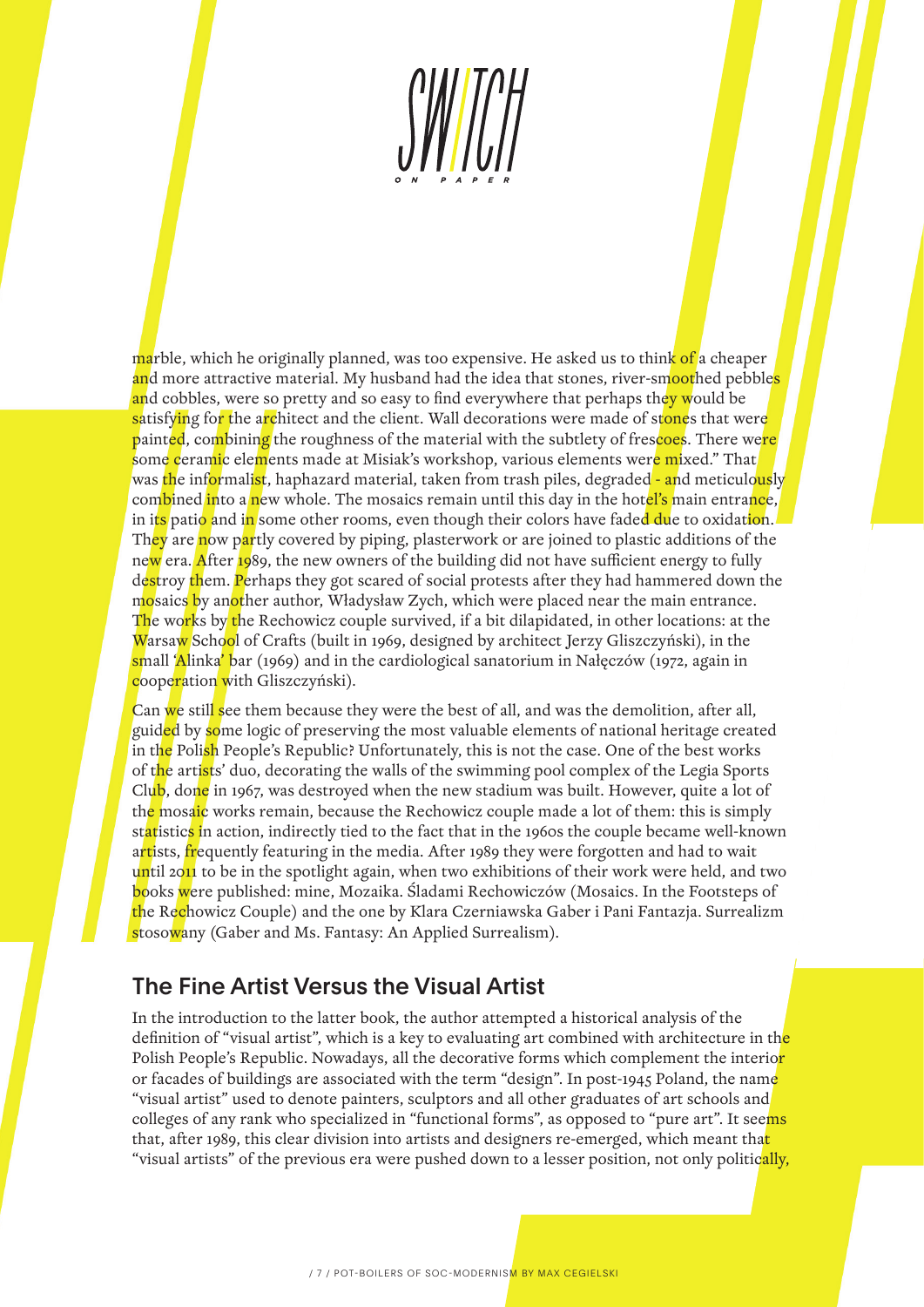marble, which he originally planned, was too expensive. He asked us to think of a cheaper and more attractive material. My husband had the idea that stones, river-smoothed pebbles and cobbles, were so pretty and so easy to find everywhere that perhaps they would be satisfying for the architect and the client. Wall decorations were made of stones that were painted, combining the roughness of the material with the subtlety of frescoes. There were some ceramic elements made at Misiak's workshop, various elements were mixed." That was the informalist, haphazard material, taken from trash piles, degraded - and meticulously combined into a new whole. The mosaics remain until this day in the hotel's main entrance, in its patio and in some other rooms, even though their colors have faded due to oxidation. They are now partly covered by piping, plasterwork or are joined to plastic additions of the new era. After 1989, the new owners of the building did not have sufficient energy to fully destroy them. Perhaps they got scared of social protests after they had hammered down the mosaics by another author, Władysław Zych, which were placed near the main entrance. The works by the Rechowicz couple survived, if a bit dilapidated, in other locations: at the Warsaw School of Crafts (built in 1969, designed by architect Jerzy Gliszczyński), in the small 'Alinka' bar (1969) and in the cardiological sanatorium in Nałęczów (1972, again in cooperation with Gliszczyński).

Can we still see them because they were the best of all, and was the demolition, after all, guided by some logic of preserving the most valuable elements of national heritage created in the Polish People's Republic? Unfortunately, this is not the case. One of the best works of the artists' duo, decorating the walls of the swimming pool complex of the Legia Sports Club, done in 1967, was destroyed when the new stadium was built. However, quite a lot of the mosaic works remain, because the Rechowicz couple made a lot of them: this is simply statistics in action, indirectly tied to the fact that in the 1960s the couple became well-known artists, frequently featuring in the media. After 1989 they were forgotten and had to wait until 2011 to be in the spotlight again, when two exhibitions of their work were held, and two books were published: mine, Mozaika. Śladami Rechowiczów (Mosaics. In the Footsteps of the Rechowicz Couple) and the one by Klara Czerniawska Gaber i Pani Fantazja. Surrealizm stosowany (Gaber and Ms. Fantasy: An Applied Surrealism).

## The Fine Artist Versus the Visual Artist

In the introduction to the latter book, the author attempted a historical analysis of the definition of "visual artist", which is a key to evaluating art combined with architecture in the Polish People's Republic. Nowadays, all the decorative forms which complement the interior or facades of buildings are associated with the term "design". In post-1945 Poland, the name "visual artist" used to denote painters, sculptors and all other graduates of art schools and colleges of any rank who specialized in "functional forms", as opposed to "pure art". It seems that, after 1989, this clear division into artists and designers re-emerged, which meant that "visual artists" of the previous era were pushed down to a lesser position, not only politically,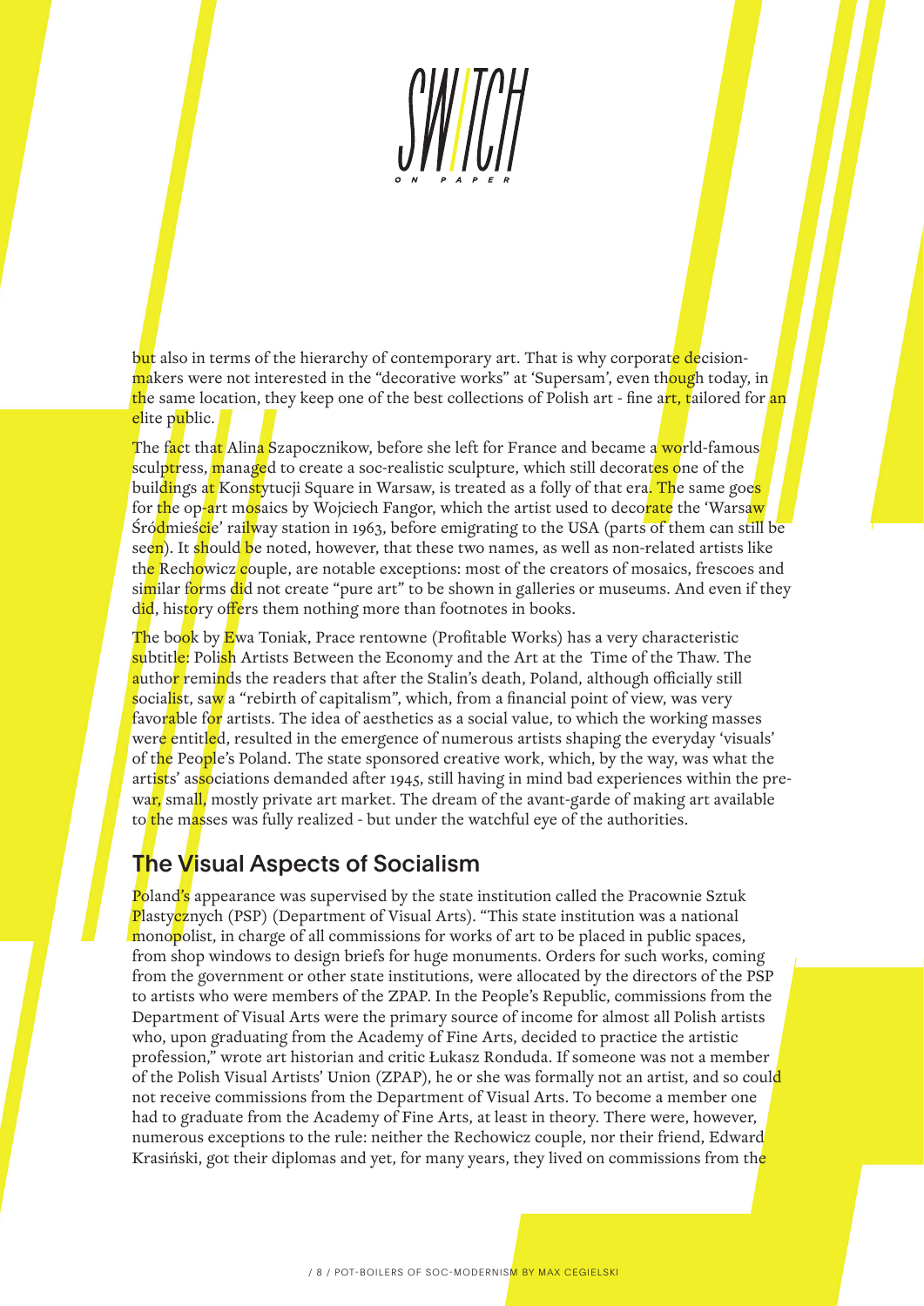but also in terms of the hierarchy of contemporary art. That is why corporate decision-makers were not interested in the "decorative works" at 'Supersam', even though today, in the same location, they keep one of the best collections of Polish art - fine art, tailored for an elite public.

The fact that Alina Szapocznikow, before she left for France and became a world-famous sculptress, managed to create a soc-realistic sculpture, which still decorates one of the buildings at Konstytucji Square in Warsaw, is treated as a folly of that era. The same goes for the op-art mosaics by Wojciech Fangor, which the artist used to decorate the 'Warsaw Śródmieście' railway station in 1963, before emigrating to the USA (parts of them can still be seen). It should be noted, however, that these two names, as well as non-related artists like the Rechowicz couple, are notable exceptions: most of the creators of mosaics, frescoes and similar forms did not create "pure art" to be shown in galleries or museums. And even if they did, history offers them nothing more than footnotes in books.

The book by Ewa Toniak, Prace rentowne (Profitable Works) has a very characteristic subtitle: Polish Artists Between the Economy and the Art at the Time of the Thaw. The author reminds the readers that after the Stalin's death, Poland, although officially still socialist, saw a "rebirth of capitalism", which, from a financial point of view, was very favorable for artists. The idea of aesthetics as a social value, to which the working masses were entitled, resulted in the emergence of numerous artists shaping the everyday 'visuals' of the People's Poland. The state sponsored creative work, which, by the way, was what the artists' associations demanded after 1945, still having in mind bad experiences within the pre-war, small, mostly private art market. The dream of the avant-garde of making art available to the masses was fully realized - but under the watchful eye of the authorities.

## The Visual Aspects of Socialism

Poland's appearance was supervised by the state institution called the Pracownie Sztuk Plastycznych (PSP) (Department of Visual Arts). "This state institution was a national monopolist, in charge of all commissions for works of art to be placed in public spaces, from shop windows to design briefs for huge monuments. Orders for such works, coming from the government or other state institutions, were allocated by the directors of the PSP to artists who were members of the ZPAP. In the People's Republic, commissions from the Department of Visual Arts were the primary source of income for almost all Polish artists who, upon graduating from the Academy of Fine Arts, decided to practice the artistic profession," wrote art historian and critic Łukasz Ronduda. If someone was not a member of the Polish Visual Artists' Union (ZPAP), he or she was formally not an artist, and so could not receive commissions from the Department of Visual Arts. To become a member one had to graduate from the Academy of Fine Arts, at least in theory. There were, however, numerous exceptions to the rule: neither the Rechowicz couple, nor their friend, Edward Krasiński, got their diplomas and yet, for many years, they lived on commissions from the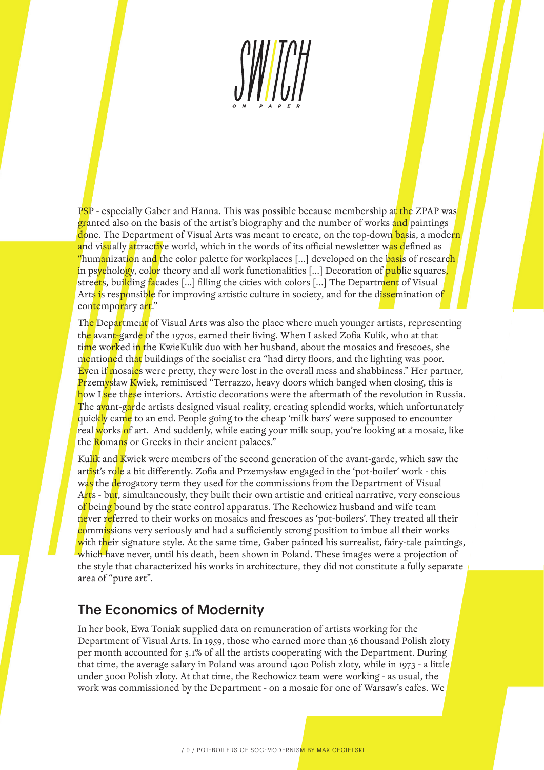PSP - especially Gaber and Hanna. This was possible because membership at the ZPAP was granted also on the basis of the artist's biography and the number of works and paintings done. The Department of Visual Arts was meant to create, on the top-down basis, a modern and visually attractive world, which in the words of its official newsletter was defined as "humanization and the color palette for workplaces [...] developed on the basis of research in psychology, color theory and all work functionalities [...] Decoration of public squares, streets, building facades [...] filling the cities with colors [...] The Department of Visual Arts is responsible for improving artistic culture in society, and for the dissemination of contemporary art."

The Department of Visual Arts was also the place where much younger artists, representing the avant-garde of the 1970s, earned their living. When I asked Zofia Kulik, who at that time worked in the KwieKulik duo with her husband, about the mosaics and frescoes, she mentioned that buildings of the socialist era "had dirty floors, and the lighting was poor. Even if mosaics were pretty, they were lost in the overall mess and shabbiness." Her partner, Przemysław Kwiek, reminisced "Terrazzo, heavy doors which banged when closing, this is how I see these interiors. Artistic decorations were the aftermath of the revolution in Russia. The avant-garde artists designed visual reality, creating splendid works, which unfortunately quickly came to an end. People going to the cheap 'milk bars' were supposed to encounter real works of art. And suddenly, while eating your milk soup, you're looking at a mosaic, like the Romans or Greeks in their ancient palaces."

Kulik and Kwiek were members of the second generation of the avant-garde, which saw the artist's role a bit differently. Zofia and Przemysław engaged in the 'pot-boiler' work - this was the derogatory term they used for the commissions from the Department of Visual Arts - but, simultaneously, they built their own artistic and critical narrative, very conscious of being bound by the state control apparatus. The Rechowicz husband and wife team never referred to their works on mosaics and frescoes as 'pot-boilers'. They treated all their commissions very seriously and had a sufficiently strong position to imbue all their works with their signature style. At the same time, Gaber painted his surrealist, fairy-tale paintings, which have never, until his death, been shown in Poland. These images were a projection of the style that characterized his works in architecture, they did not constitute a fully separate area of "pure art".

## The Economics of Modernity

In her book, Ewa Toniak supplied data on remuneration of artists working for the Department of Visual Arts. In 1959, those who earned more than 36 thousand Polish zloty per month accounted for 5.1% of all the artists cooperating with the Department. During that time, the average salary in Poland was around 1400 Polish zloty, while in 1973 - a little under 3000 Polish zloty. At that time, the Rechowicz team were working - as usual, the work was commissioned by the Department - on a mosaic for one of Warsaw's cafes. We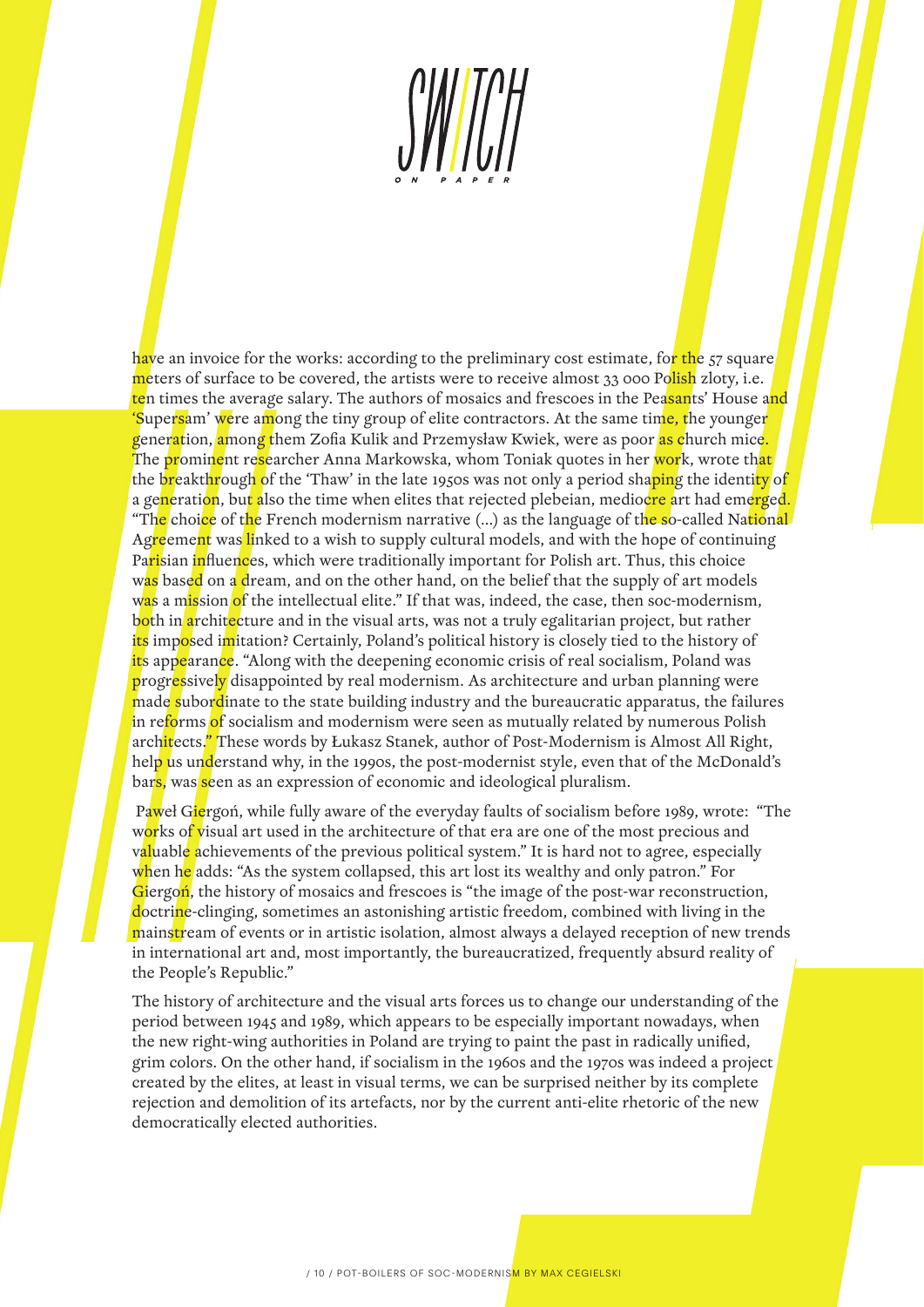have an invoice for the works: according to the preliminary cost estimate, for the 57 square meters of surface to be covered, the artists were to receive almost 33 000 Polish zloty, i.e. ten times the average salary. The authors of mosaics and frescoes in the Peasants' House and 'Supersam' were among the tiny group of elite contractors. At the same time, the younger generation, among them Zofia Kulik and Przemysław Kwiek, were as poor as church mice. The prominent researcher Anna Markowska, whom Toniak quotes in her work, wrote that the breakthrough of the 'Thaw' in the late 1950s was not only a period shaping the identity of a generation, but also the time when elites that rejected plebeian, mediocre art had emerged. "The choice of the French modernism narrative (...) as the language of the so-called National Agreement was linked to a wish to supply cultural models, and with the hope of continuing Parisian influences, which were traditionally important for Polish art. Thus, this choice was based on a dream, and on the other hand, on the belief that the supply of art models was a mission of the intellectual elite." If that was, indeed, the case, then soc-modernism, both in architecture and in the visual arts, was not a truly egalitarian project, but rather its imposed imitation? Certainly, Poland's political history is closely tied to the history of its appearance. "Along with the deepening economic crisis of real socialism, Poland was progressively disappointed by real modernism. As architecture and urban planning were made subordinate to the state building industry and the bureaucratic apparatus, the failures in reforms of socialism and modernism were seen as mutually related by numerous Polish architects." These words by Łukasz Stanek, author of Post-Modernism is Almost All Right, help us understand why, in the 1990s, the post-modernist style, even that of the McDonald's bars, was seen as an expression of economic and ideological pluralism.

Paweł Giergoń, while fully aware of the everyday faults of socialism before 1989, wrote: "The works of visual art used in the architecture of that era are one of the most precious and valuable achievements of the previous political system." It is hard not to agree, especially when he adds: "As the system collapsed, this art lost its wealthy and only patron." For Giergoń, the history of mosaics and frescoes is "the image of the post-war reconstruction, doctrine-clinging, sometimes an astonishing artistic freedom, combined with living in the mainstream of events or in artistic isolation, almost always a delayed reception of new trends in international art and, most importantly, the bureaucratized, frequently absurd reality of the People's Republic."

The history of architecture and the visual arts forces us to change our understanding of the period between 1945 and 1989, which appears to be especially important nowadays, when the new right-wing authorities in Poland are trying to paint the past in radically unified, grim colors. On the other hand, if socialism in the 1960s and the 1970s was indeed a project created by the elites, at least in visual terms, we can be surprised neither by its complete rejection and demolition of its artefacts, nor by the current anti-elite rhetoric of the new democratically elected authorities.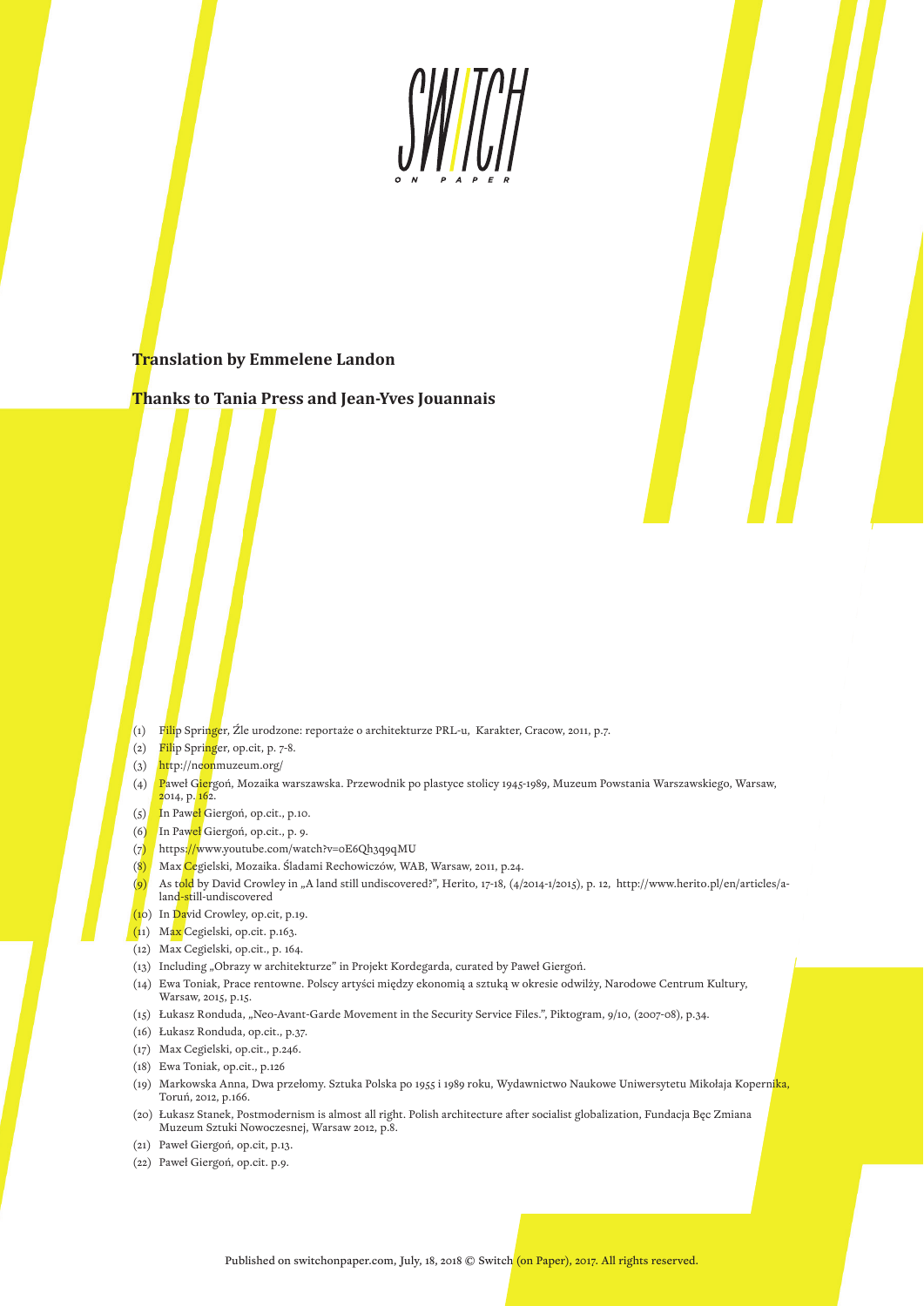**Translation by Emmelene Landon**

**Thanks to Tania Press and Jean-Yves Jouannais**

(1) Filip Springer, Źle urodzone: reportaże o architekturze PRL-u, Karakter, Cracow, 2011, p.7.
(2) Filip Springer, op.cit, p. 7-8.
(3) http://neonmuzeum.org/
(4) Paweł Giergoń, Mozaika warszawska. Przewodnik po plastyce stolicy 1945-1989, Muzeum Powstania Warszawskiego, Warsaw, 2014, p. 162.
(5) In Paweł Giergoń, op.cit., p.10.
(6) In Paweł Giergoń, op.cit., p. 9.
(7) https://www.youtube.com/watch?v=oE6Qh3q9qMU
(8) Max Cegielski, Mozaika. Śladami Rechowiczów, WAB, Warsaw, 2011, p.24.
(9) As told by David Crowley in „A land still undiscovered?", Herito, 17-18, (4/2014-1/2015), p. 12, http://www.herito.pl/en/articles/a-land-still-undiscovered
(10) In David Crowley, op.cit, p.19.
(11) Max Cegielski, op.cit. p.163.
(12) Max Cegielski, op.cit., p. 164.
(13) Including „Obrazy w architekturze" in Projekt Kordegarda, curated by Paweł Giergoń.
(14) Ewa Toniak, Prace rentowne. Polscy artyści między ekonomią a sztuką w okresie odwilży, Narodowe Centrum Kultury, Warsaw, 2015, p.15.
(15) Łukasz Ronduda, „Neo-Avant-Garde Movement in the Security Service Files.", Piktogram, 9/10, (2007-08), p.34.
(16) Łukasz Ronduda, op.cit., p.37.
(17) Max Cegielski, op.cit., p.246.
(18) Ewa Toniak, op.cit., p.126
(19) Markowska Anna, Dwa przełomy. Sztuka Polska po 1955 i 1989 roku, Wydawnictwo Naukowe Uniwersytetu Mikołaja Kopernika, Toruń, 2012, p.166.
(20) Łukasz Stanek, Postmodernism is almost all right. Polish architecture after socialist globalization, Fundacja Bęc Zmiana Muzeum Sztuki Nowoczesnej, Warsaw 2012, p.8.
(21) Paweł Giergoń, op.cit, p.13.
(22) Paweł Giergoń, op.cit. p.9.

Published on switchonpaper.com, July, 18, 2018 © Switch (on Paper), 2017. All rights reserved.